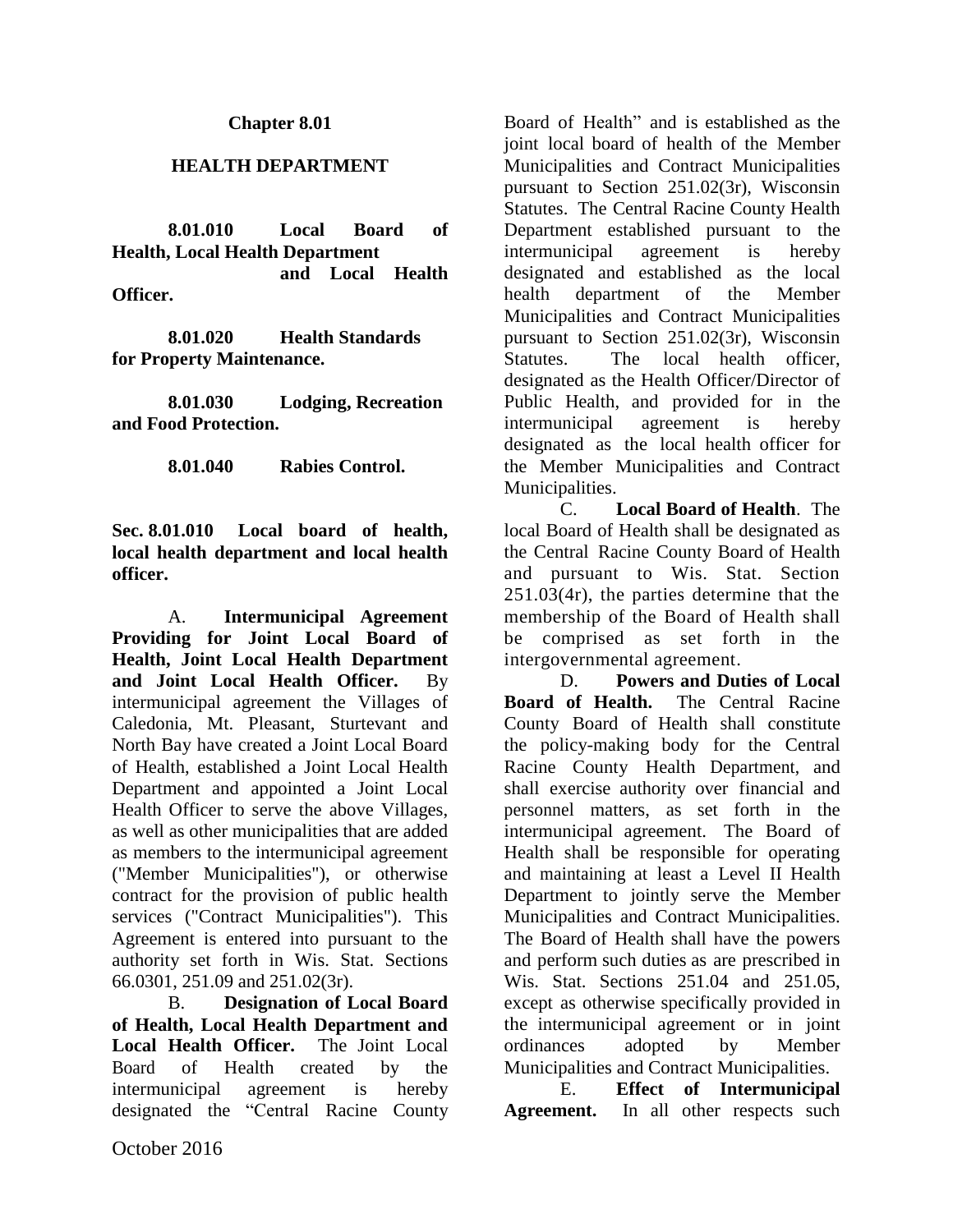# Chapter 8.01

## HEALTH DEPARTMENT

**8.01.010 Local Board of Health, Local Health Department and Local Health Officer.**

**8.01.020 Health Standards for Property Maintenance.**

**8.01.030 Lodging, Recreation and Food Protection.**

**8.01.040 Rabies Control.**

**Sec. 8.01.010 Local board of health, local health department and local health officer.**

A. **Intermunicipal Agreement Providing for Joint Local Board of Health, Joint Local Health Department and Joint Local Health Officer.** By intermunicipal agreement the Villages of Caledonia, Mt. Pleasant, Sturtevant and North Bay have created a Joint Local Board of Health, established a Joint Local Health Department and appointed a Joint Local Health Officer to serve the above Villages, as well as other municipalities that are added as members to the intermunicipal agreement ("Member Municipalities"), or otherwise contract for the provision of public health services ("Contract Municipalities"). This Agreement is entered into pursuant to the authority set forth in Wis. Stat. Sections 66.0301, 251.09 and 251.02(3r).

B. **Designation of Local Board of Health, Local Health Department and Local Health Officer.** The Joint Local Board of Health created by the intermunicipal agreement is hereby designated the "Central Racine County Board of Health" and is established as the joint local board of health of the Member Municipalities and Contract Municipalities pursuant to Section 251.02(3r), Wisconsin Statutes. The Central Racine County Health Department established pursuant to the intermunicipal agreement is hereby designated and established as the local health department of the Member Municipalities and Contract Municipalities pursuant to Section 251.02(3r), Wisconsin Statutes. The local health officer, designated as the Health Officer/Director of Public Health, and provided for in the intermunicipal agreement is hereby designated as the local health officer for the Member Municipalities and Contract Municipalities.

C. **Local Board of Health**. The local Board of Health shall be designated as the Central Racine County Board of Health and pursuant to Wis. Stat. Section 251.03(4r), the parties determine that the membership of the Board of Health shall be comprised as set forth in the intergovernmental agreement.

D. **Powers and Duties of Local Board of Health.** The Central Racine County Board of Health shall constitute the policy-making body for the Central Racine County Health Department, and shall exercise authority over financial and personnel matters, as set forth in the intermunicipal agreement. The Board of Health shall be responsible for operating and maintaining at least a Level II Health Department to jointly serve the Member Municipalities and Contract Municipalities. The Board of Health shall have the powers and perform such duties as are prescribed in Wis. Stat. Sections 251.04 and 251.05, except as otherwise specifically provided in the intermunicipal agreement or in joint ordinances adopted by Member Municipalities and Contract Municipalities.

E. **Effect of Intermunicipal Agreement.** In all other respects such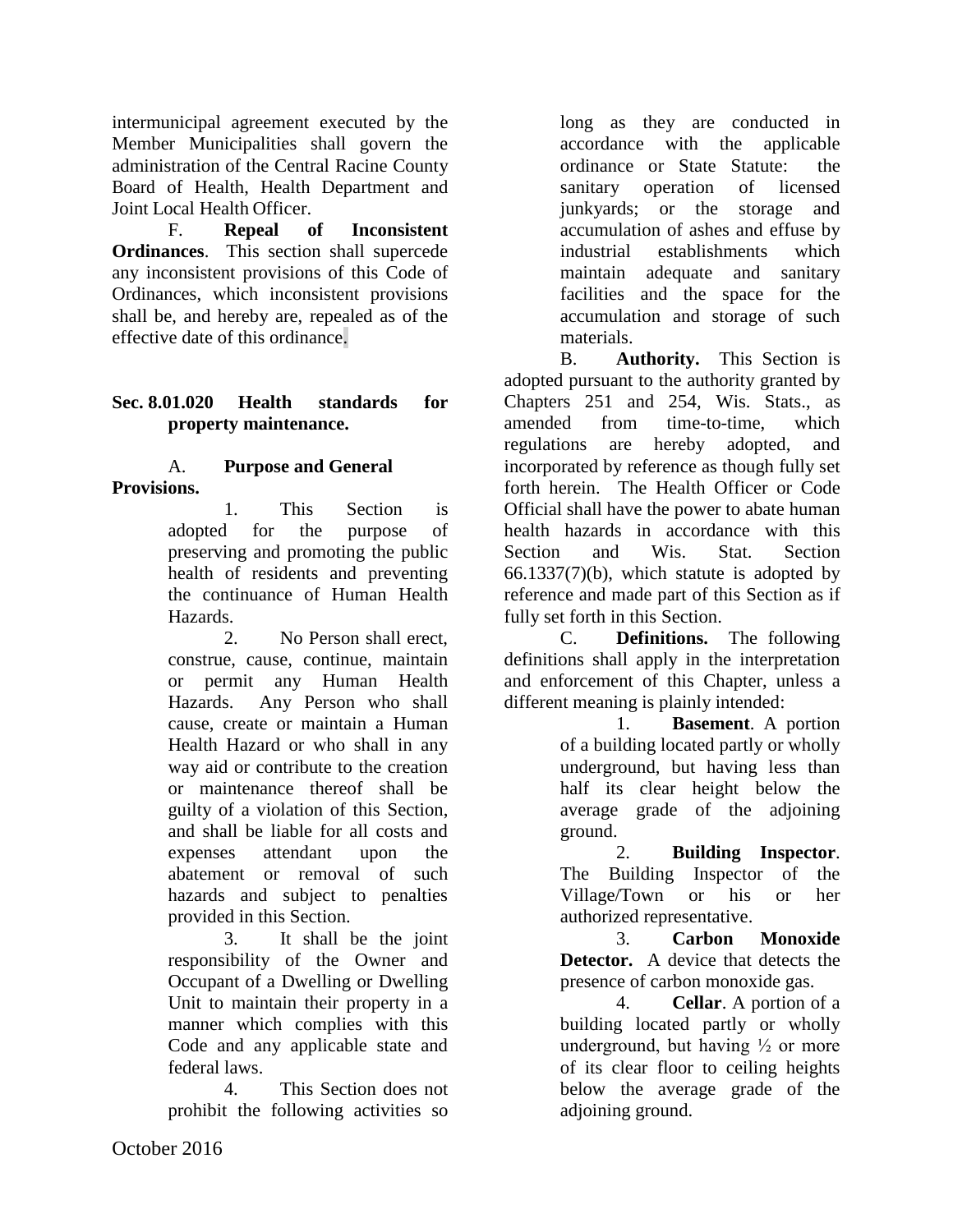intermunicipal agreement executed by the Member Municipalities shall govern the administration of the Central Racine County Board of Health, Health Department and Joint Local Health Officer.

F. **Repeal of Inconsistent Ordinances**. This section shall supercede any inconsistent provisions of this Code of Ordinances, which inconsistent provisions shall be, and hereby are, repealed as of the effective date of this ordinance.

## Sec. 8.01.020 Health standards for property maintenance.

A. **Purpose and General Provisions.**

1. This Section is adopted for the purpose of preserving and promoting the public health of residents and preventing the continuance of Human Health Hazards.

2. No Person shall erect, construe, cause, continue, maintain or permit any Human Health Hazards. Any Person who shall cause, create or maintain a Human Health Hazard or who shall in any way aid or contribute to the creation or maintenance thereof shall be guilty of a violation of this Section, and shall be liable for all costs and expenses attendant upon the abatement or removal of such hazards and subject to penalties provided in this Section.

3. It shall be the joint responsibility of the Owner and Occupant of a Dwelling or Dwelling Unit to maintain their property in a manner which complies with this Code and any applicable state and federal laws.

4. This Section does not prohibit the following activities so long as they are conducted in accordance with the applicable ordinance or State Statute: the sanitary operation of licensed junkyards; or the storage and accumulation of ashes and effuse by industrial establishments which maintain adequate and sanitary facilities and the space for the accumulation and storage of such materials.

B. **Authority.** This Section is adopted pursuant to the authority granted by Chapters 251 and 254, Wis. Stats., as amended from time-to-time, which regulations are hereby adopted, and incorporated by reference as though fully set forth herein. The Health Officer or Code Official shall have the power to abate human health hazards in accordance with this Section and Wis. Stat. Section 66.1337(7)(b), which statute is adopted by reference and made part of this Section as if fully set forth in this Section.

C. **Definitions.** The following definitions shall apply in the interpretation and enforcement of this Chapter, unless a different meaning is plainly intended:

1. **Basement**. A portion of a building located partly or wholly underground, but having less than half its clear height below the average grade of the adjoining ground.

2. **Building Inspector**. The Building Inspector of the Village/Town or his or her authorized representative.

3. **Carbon Monoxide Detector.** A device that detects the presence of carbon monoxide gas.

4. **Cellar**. A portion of a building located partly or wholly underground, but having ½ or more of its clear floor to ceiling heights below the average grade of the adjoining ground.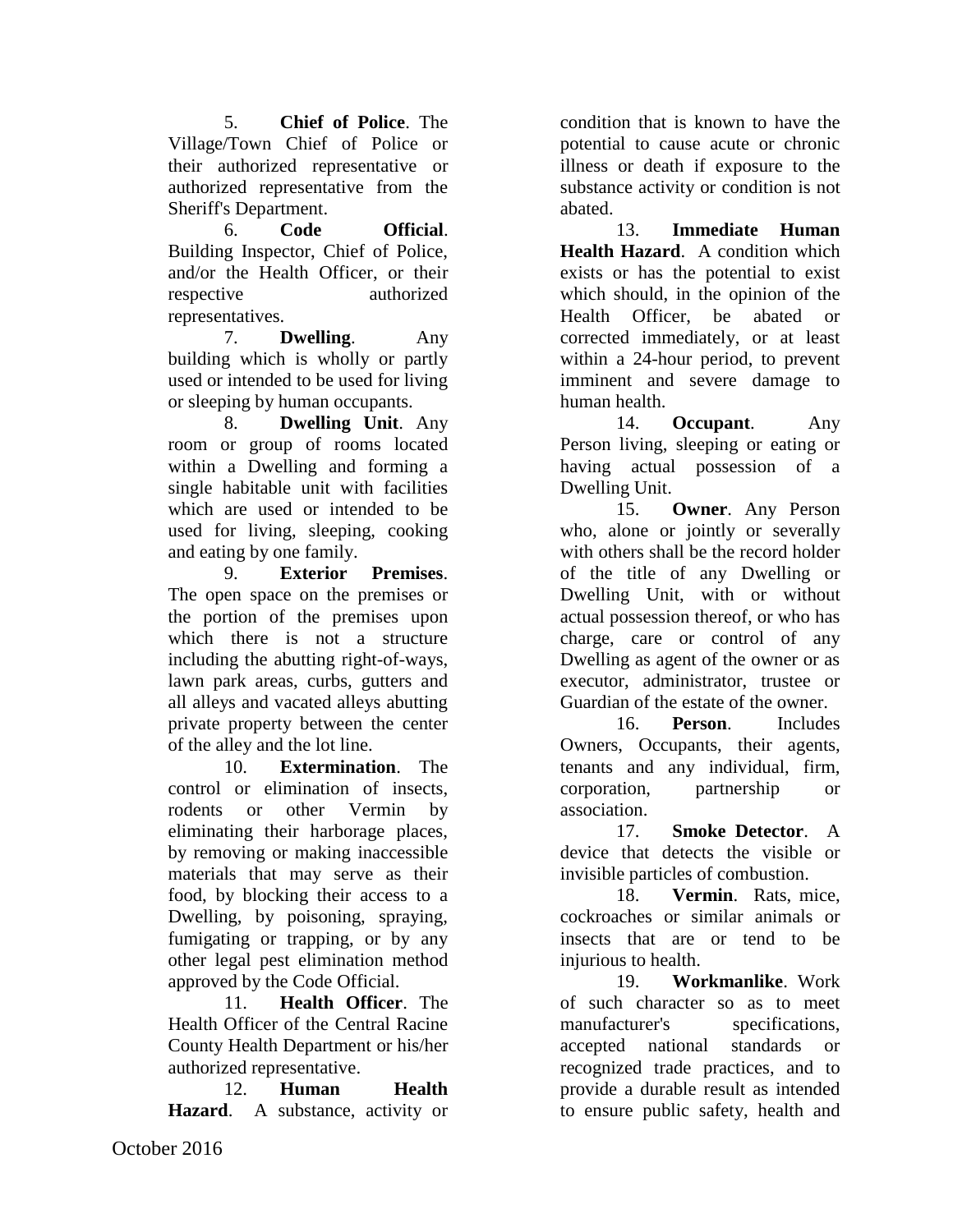5. **Chief of Police**. The Village/Town Chief of Police or their authorized representative or authorized representative from the Sheriff's Department.

6. **Code Official**. Building Inspector, Chief of Police, and/or the Health Officer, or their respective authorized representatives.

7. **Dwelling**. Any building which is wholly or partly used or intended to be used for living or sleeping by human occupants.

8. **Dwelling Unit**. Any room or group of rooms located within a Dwelling and forming a single habitable unit with facilities which are used or intended to be used for living, sleeping, cooking and eating by one family.

9. **Exterior Premises**. The open space on the premises or the portion of the premises upon which there is not a structure including the abutting right-of-ways, lawn park areas, curbs, gutters and all alleys and vacated alleys abutting private property between the center of the alley and the lot line.

10. **Extermination**. The control or elimination of insects, rodents or other Vermin by eliminating their harborage places, by removing or making inaccessible materials that may serve as their food, by blocking their access to a Dwelling, by poisoning, spraying, fumigating or trapping, or by any other legal pest elimination method approved by the Code Official.

11. **Health Officer**. The Health Officer of the Central Racine County Health Department or his/her authorized representative.

12. **Human Health Hazard**. A substance, activity or condition that is known to have the potential to cause acute or chronic illness or death if exposure to the substance activity or condition is not abated.

13. **Immediate Human Health Hazard**. A condition which exists or has the potential to exist which should, in the opinion of the Health Officer, be abated or corrected immediately, or at least within a 24-hour period, to prevent imminent and severe damage to human health.

14. **Occupant**. Any Person living, sleeping or eating or having actual possession of a Dwelling Unit.

15. **Owner**. Any Person who, alone or jointly or severally with others shall be the record holder of the title of any Dwelling or Dwelling Unit, with or without actual possession thereof, or who has charge, care or control of any Dwelling as agent of the owner or as executor, administrator, trustee or Guardian of the estate of the owner.

16. **Person**. Includes Owners, Occupants, their agents, tenants and any individual, firm, corporation, partnership or association.

17. **Smoke Detector**. A device that detects the visible or invisible particles of combustion.

18. **Vermin**. Rats, mice, cockroaches or similar animals or insects that are or tend to be injurious to health.

19. **Workmanlike**. Work of such character so as to meet manufacturer's specifications, accepted national standards or recognized trade practices, and to provide a durable result as intended to ensure public safety, health and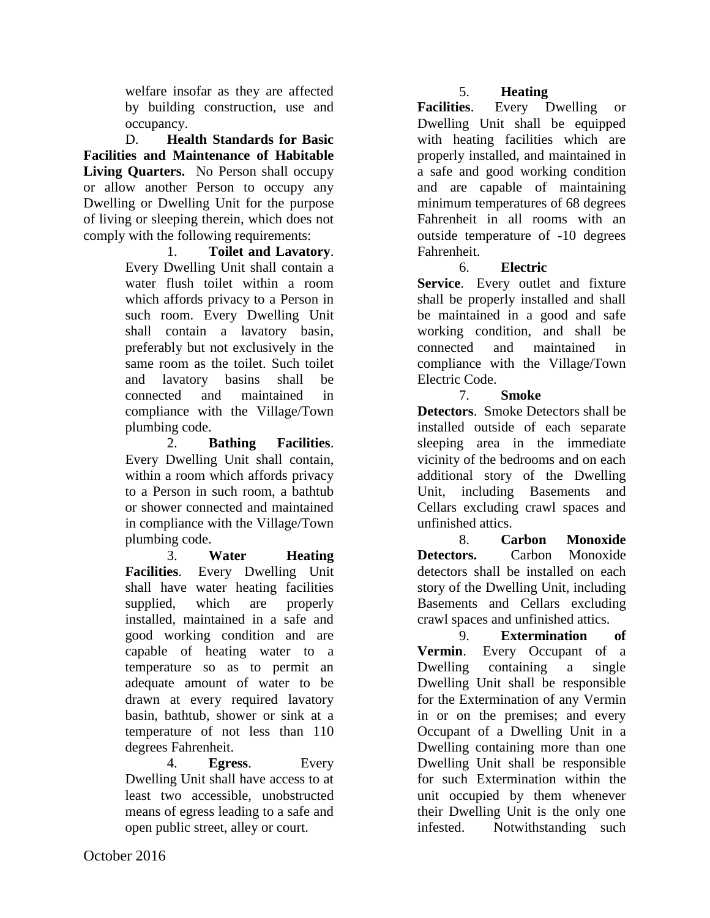welfare insofar as they are affected by building construction, use and occupancy.

D. **Health Standards for Basic Facilities and Maintenance of Habitable Living Quarters.** No Person shall occupy or allow another Person to occupy any Dwelling or Dwelling Unit for the purpose of living or sleeping therein, which does not comply with the following requirements:

1. **Toilet and Lavatory**. Every Dwelling Unit shall contain a water flush toilet within a room which affords privacy to a Person in such room. Every Dwelling Unit shall contain a lavatory basin, preferably but not exclusively in the same room as the toilet. Such toilet and lavatory basins shall be connected and maintained in compliance with the Village/Town plumbing code.

2. **Bathing Facilities**. Every Dwelling Unit shall contain, within a room which affords privacy to a Person in such room, a bathtub or shower connected and maintained in compliance with the Village/Town plumbing code.

3. **Water Heating Facilities**. Every Dwelling Unit shall have water heating facilities supplied, which are properly installed, maintained in a safe and good working condition and are capable of heating water to a temperature so as to permit an adequate amount of water to be drawn at every required lavatory basin, bathtub, shower or sink at a temperature of not less than 110 degrees Fahrenheit.

4. **Egress**. Every Dwelling Unit shall have access to at least two accessible, unobstructed means of egress leading to a safe and open public street, alley or court.

5. **Heating Facilities**. Every Dwelling or Dwelling Unit shall be equipped with heating facilities which are properly installed, and maintained in a safe and good working condition and are capable of maintaining minimum temperatures of 68 degrees Fahrenheit in all rooms with an outside temperature of -10 degrees Fahrenheit.

6. **Electric Service**. Every outlet and fixture shall be properly installed and shall be maintained in a good and safe working condition, and shall be connected and maintained in compliance with the Village/Town Electric Code.

7. **Smoke Detectors**. Smoke Detectors shall be installed outside of each separate sleeping area in the immediate vicinity of the bedrooms and on each additional story of the Dwelling Unit, including Basements and Cellars excluding crawl spaces and unfinished attics.

8. **Carbon Monoxide Detectors.** Carbon Monoxide detectors shall be installed on each story of the Dwelling Unit, including Basements and Cellars excluding crawl spaces and unfinished attics.

9. **Extermination of Vermin**. Every Occupant of a Dwelling containing a single Dwelling Unit shall be responsible for the Extermination of any Vermin in or on the premises; and every Occupant of a Dwelling Unit in a Dwelling containing more than one Dwelling Unit shall be responsible for such Extermination within the unit occupied by them whenever their Dwelling Unit is the only one infested. Notwithstanding such

October 2016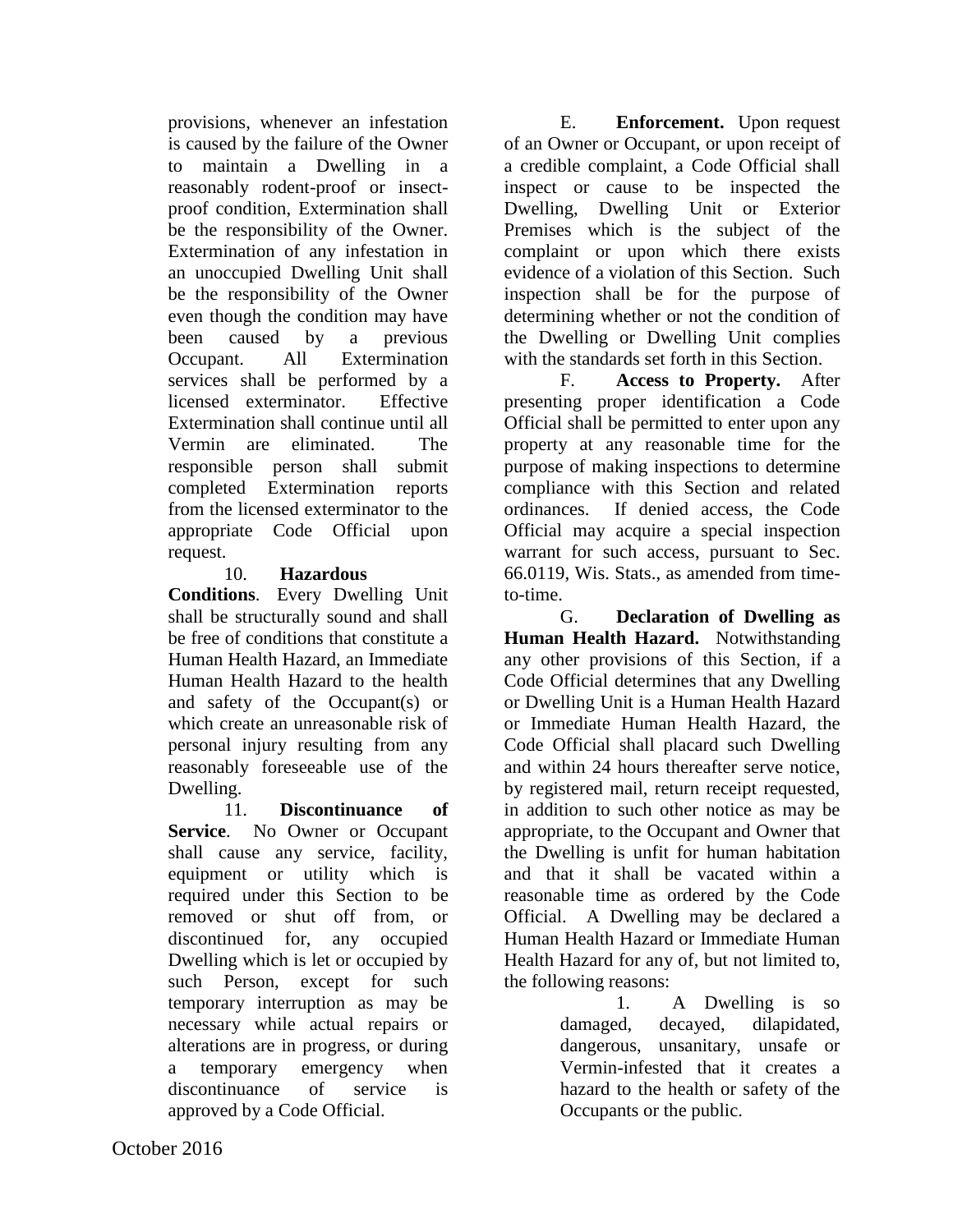provisions, whenever an infestation is caused by the failure of the Owner to maintain a Dwelling in a reasonably rodent-proof or insect-proof condition, Extermination shall be the responsibility of the Owner. Extermination of any infestation in an unoccupied Dwelling Unit shall be the responsibility of the Owner even though the condition may have been caused by a previous Occupant. All Extermination services shall be performed by a licensed exterminator. Effective Extermination shall continue until all Vermin are eliminated. The responsible person shall submit completed Extermination reports from the licensed exterminator to the appropriate Code Official upon request.

10. **Hazardous Conditions**. Every Dwelling Unit shall be structurally sound and shall be free of conditions that constitute a Human Health Hazard, an Immediate Human Health Hazard to the health and safety of the Occupant(s) or which create an unreasonable risk of personal injury resulting from any reasonably foreseeable use of the Dwelling.

11. **Discontinuance of Service**. No Owner or Occupant shall cause any service, facility, equipment or utility which is required under this Section to be removed or shut off from, or discontinued for, any occupied Dwelling which is let or occupied by such Person, except for such temporary interruption as may be necessary while actual repairs or alterations are in progress, or during a temporary emergency when discontinuance of service is approved by a Code Official.

E. **Enforcement.** Upon request of an Owner or Occupant, or upon receipt of a credible complaint, a Code Official shall inspect or cause to be inspected the Dwelling, Dwelling Unit or Exterior Premises which is the subject of the complaint or upon which there exists evidence of a violation of this Section. Such inspection shall be for the purpose of determining whether or not the condition of the Dwelling or Dwelling Unit complies with the standards set forth in this Section.

F. **Access to Property.** After presenting proper identification a Code Official shall be permitted to enter upon any property at any reasonable time for the purpose of making inspections to determine compliance with this Section and related ordinances. If denied access, the Code Official may acquire a special inspection warrant for such access, pursuant to Sec. 66.0119, Wis. Stats., as amended from time-to-time.

G. **Declaration of Dwelling as Human Health Hazard.** Notwithstanding any other provisions of this Section, if a Code Official determines that any Dwelling or Dwelling Unit is a Human Health Hazard or Immediate Human Health Hazard, the Code Official shall placard such Dwelling and within 24 hours thereafter serve notice, by registered mail, return receipt requested, in addition to such other notice as may be appropriate, to the Occupant and Owner that the Dwelling is unfit for human habitation and that it shall be vacated within a reasonable time as ordered by the Code Official. A Dwelling may be declared a Human Health Hazard or Immediate Human Health Hazard for any of, but not limited to, the following reasons:

1. A Dwelling is so damaged, decayed, dilapidated, dangerous, unsanitary, unsafe or Vermin-infested that it creates a hazard to the health or safety of the Occupants or the public.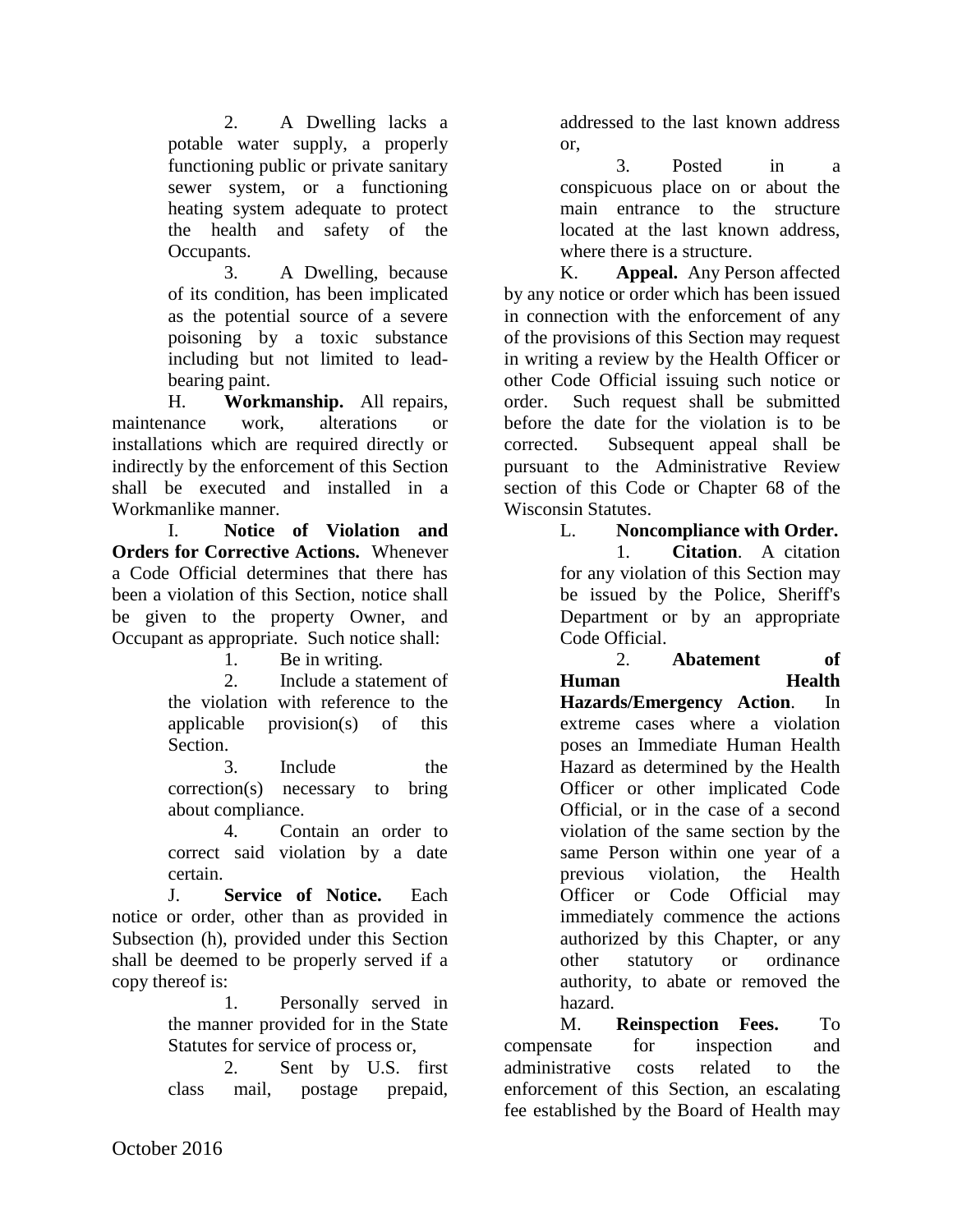2. A Dwelling lacks a potable water supply, a properly functioning public or private sanitary sewer system, or a functioning heating system adequate to protect the health and safety of the Occupants.

3. A Dwelling, because of its condition, has been implicated as the potential source of a severe poisoning by a toxic substance including but not limited to lead-bearing paint.

H. **Workmanship.** All repairs, maintenance work, alterations or installations which are required directly or indirectly by the enforcement of this Section shall be executed and installed in a Workmanlike manner.

I. **Notice of Violation and Orders for Corrective Actions.** Whenever a Code Official determines that there has been a violation of this Section, notice shall be given to the property Owner, and Occupant as appropriate. Such notice shall:

1. Be in writing.
2. Include a statement of the violation with reference to the applicable provision(s) of this Section.
3. Include the correction(s) necessary to bring about compliance.
4. Contain an order to correct said violation by a date certain.

J. **Service of Notice.** Each notice or order, other than as provided in Subsection (h), provided under this Section shall be deemed to be properly served if a copy thereof is:

1. Personally served in the manner provided for in the State Statutes for service of process or,
2. Sent by U.S. first class mail, postage prepaid, addressed to the last known address or,
3. Posted in a conspicuous place on or about the main entrance to the structure located at the last known address, where there is a structure.

K. **Appeal.** Any Person affected by any notice or order which has been issued in connection with the enforcement of any of the provisions of this Section may request in writing a review by the Health Officer or other Code Official issuing such notice or order. Such request shall be submitted before the date for the violation is to be corrected. Subsequent appeal shall be pursuant to the Administrative Review section of this Code or Chapter 68 of the Wisconsin Statutes.

L. **Noncompliance with Order.**

1. **Citation**. A citation for any violation of this Section may be issued by the Police, Sheriff's Department or by an appropriate Code Official.
2. **Abatement of Human Health Hazards/Emergency Action**. In extreme cases where a violation poses an Immediate Human Health Hazard as determined by the Health Officer or other implicated Code Official, or in the case of a second violation of the same section by the same Person within one year of a previous violation, the Health Officer or Code Official may immediately commence the actions authorized by this Chapter, or any other statutory or ordinance authority, to abate or removed the hazard.

M. **Reinspection Fees.** To compensate for inspection and administrative costs related to the enforcement of this Section, an escalating fee established by the Board of Health may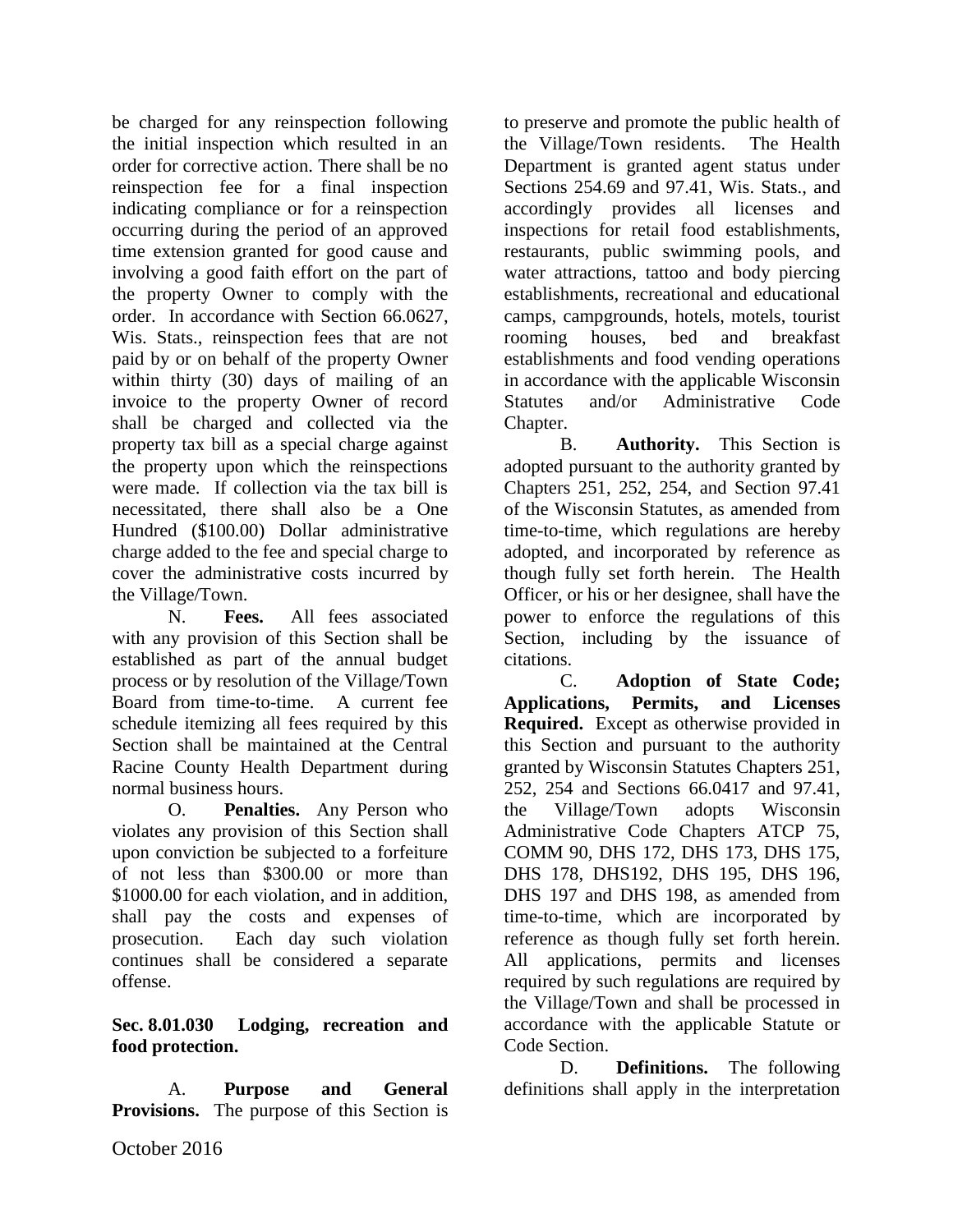be charged for any reinspection following the initial inspection which resulted in an order for corrective action. There shall be no reinspection fee for a final inspection indicating compliance or for a reinspection occurring during the period of an approved time extension granted for good cause and involving a good faith effort on the part of the property Owner to comply with the order. In accordance with Section 66.0627, Wis. Stats., reinspection fees that are not paid by or on behalf of the property Owner within thirty (30) days of mailing of an invoice to the property Owner of record shall be charged and collected via the property tax bill as a special charge against the property upon which the reinspections were made. If collection via the tax bill is necessitated, there shall also be a One Hundred ($100.00) Dollar administrative charge added to the fee and special charge to cover the administrative costs incurred by the Village/Town.

N. **Fees.** All fees associated with any provision of this Section shall be established as part of the annual budget process or by resolution of the Village/Town Board from time-to-time. A current fee schedule itemizing all fees required by this Section shall be maintained at the Central Racine County Health Department during normal business hours.

O. **Penalties.** Any Person who violates any provision of this Section shall upon conviction be subjected to a forfeiture of not less than $300.00 or more than $1000.00 for each violation, and in addition, shall pay the costs and expenses of prosecution. Each day such violation continues shall be considered a separate offense.

**Sec. 8.01.030 Lodging, recreation and food protection.**

A. **Purpose and General Provisions.** The purpose of this Section is to preserve and promote the public health of the Village/Town residents. The Health Department is granted agent status under Sections 254.69 and 97.41, Wis. Stats., and accordingly provides all licenses and inspections for retail food establishments, restaurants, public swimming pools, and water attractions, tattoo and body piercing establishments, recreational and educational camps, campgrounds, hotels, motels, tourist rooming houses, bed and breakfast establishments and food vending operations in accordance with the applicable Wisconsin Statutes and/or Administrative Code Chapter.

B. **Authority.** This Section is adopted pursuant to the authority granted by Chapters 251, 252, 254, and Section 97.41 of the Wisconsin Statutes, as amended from time-to-time, which regulations are hereby adopted, and incorporated by reference as though fully set forth herein. The Health Officer, or his or her designee, shall have the power to enforce the regulations of this Section, including by the issuance of citations.

C. **Adoption of State Code; Applications, Permits, and Licenses Required.** Except as otherwise provided in this Section and pursuant to the authority granted by Wisconsin Statutes Chapters 251, 252, 254 and Sections 66.0417 and 97.41, the Village/Town adopts Wisconsin Administrative Code Chapters ATCP 75, COMM 90, DHS 172, DHS 173, DHS 175, DHS 178, DHS192, DHS 195, DHS 196, DHS 197 and DHS 198, as amended from time-to-time, which are incorporated by reference as though fully set forth herein. All applications, permits and licenses required by such regulations are required by the Village/Town and shall be processed in accordance with the applicable Statute or Code Section.

D. **Definitions.** The following definitions shall apply in the interpretation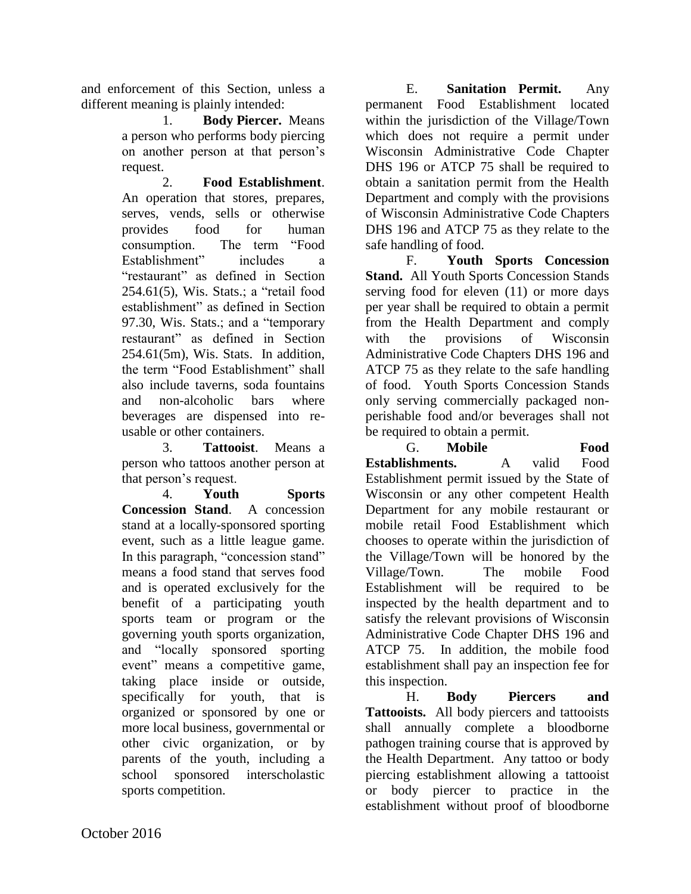and enforcement of this Section, unless a different meaning is plainly intended:

1. **Body Piercer.** Means a person who performs body piercing on another person at that person's request.

2. **Food Establishment**. An operation that stores, prepares, serves, vends, sells or otherwise provides food for human consumption. The term "Food Establishment" includes a "restaurant" as defined in Section 254.61(5), Wis. Stats.; a "retail food establishment" as defined in Section 97.30, Wis. Stats.; and a "temporary restaurant" as defined in Section 254.61(5m), Wis. Stats. In addition, the term "Food Establishment" shall also include taverns, soda fountains and non-alcoholic bars where beverages are dispensed into re-usable or other containers.

3. **Tattooist**. Means a person who tattoos another person at that person's request.

4. **Youth Sports Concession Stand**. A concession stand at a locally-sponsored sporting event, such as a little league game. In this paragraph, "concession stand" means a food stand that serves food and is operated exclusively for the benefit of a participating youth sports team or program or the governing youth sports organization, and "locally sponsored sporting event" means a competitive game, taking place inside or outside, specifically for youth, that is organized or sponsored by one or more local business, governmental or other civic organization, or by parents of the youth, including a school sponsored interscholastic sports competition.

E. **Sanitation Permit.** Any permanent Food Establishment located within the jurisdiction of the Village/Town which does not require a permit under Wisconsin Administrative Code Chapter DHS 196 or ATCP 75 shall be required to obtain a sanitation permit from the Health Department and comply with the provisions of Wisconsin Administrative Code Chapters DHS 196 and ATCP 75 as they relate to the safe handling of food.

F. **Youth Sports Concession Stand.** All Youth Sports Concession Stands serving food for eleven (11) or more days per year shall be required to obtain a permit from the Health Department and comply with the provisions of Wisconsin Administrative Code Chapters DHS 196 and ATCP 75 as they relate to the safe handling of food. Youth Sports Concession Stands only serving commercially packaged non-perishable food and/or beverages shall not be required to obtain a permit.

G. **Mobile Food Establishments.** A valid Food Establishment permit issued by the State of Wisconsin or any other competent Health Department for any mobile restaurant or mobile retail Food Establishment which chooses to operate within the jurisdiction of the Village/Town will be honored by the Village/Town. The mobile Food Establishment will be required to be inspected by the health department and to satisfy the relevant provisions of Wisconsin Administrative Code Chapter DHS 196 and ATCP 75. In addition, the mobile food establishment shall pay an inspection fee for this inspection.

H. **Body Piercers and Tattooists.** All body piercers and tattooists shall annually complete a bloodborne pathogen training course that is approved by the Health Department. Any tattoo or body piercing establishment allowing a tattooist or body piercer to practice in the establishment without proof of bloodborne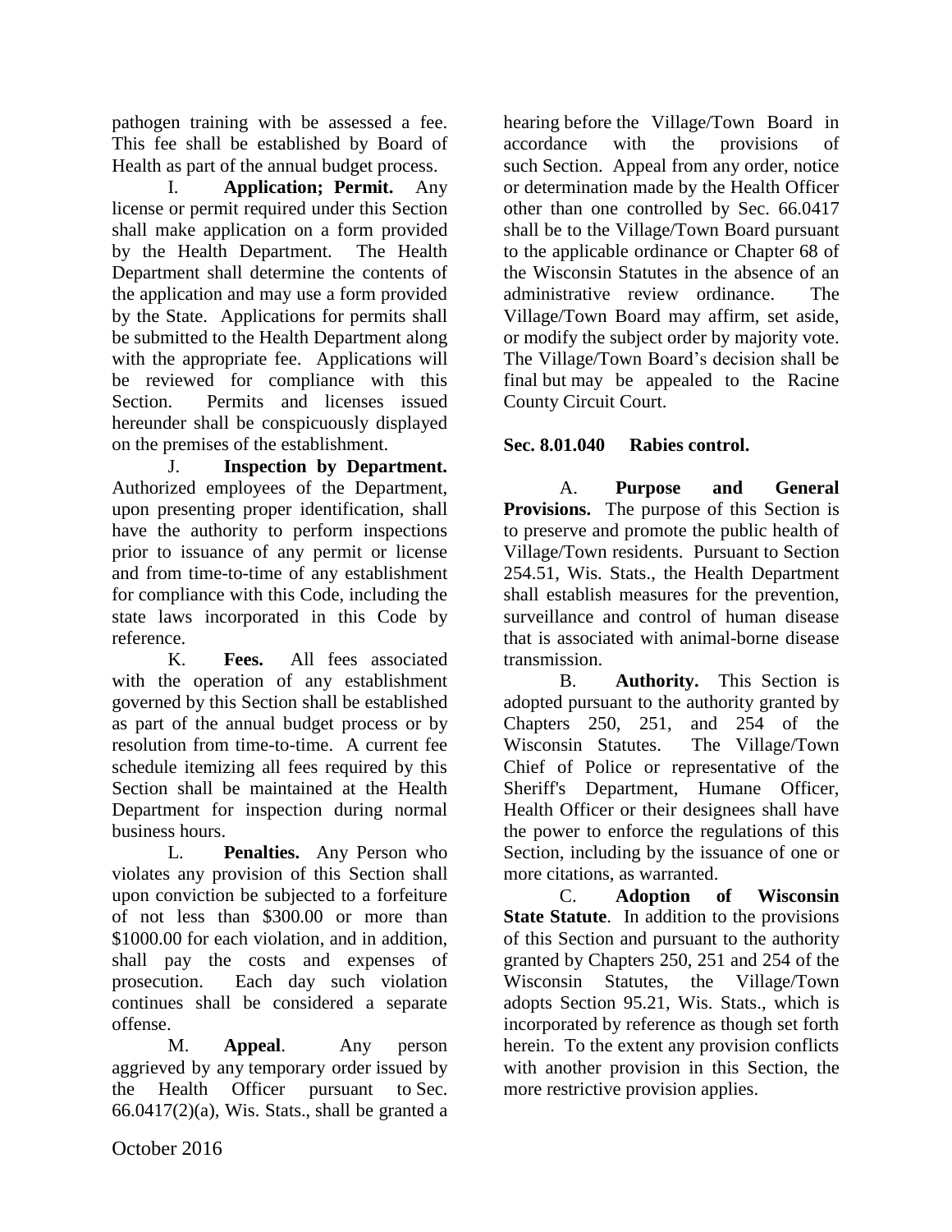pathogen training with be assessed a fee. This fee shall be established by Board of Health as part of the annual budget process.

I. **Application; Permit.** Any license or permit required under this Section shall make application on a form provided by the Health Department. The Health Department shall determine the contents of the application and may use a form provided by the State. Applications for permits shall be submitted to the Health Department along with the appropriate fee. Applications will be reviewed for compliance with this Section. Permits and licenses issued hereunder shall be conspicuously displayed on the premises of the establishment.

J. **Inspection by Department.** Authorized employees of the Department, upon presenting proper identification, shall have the authority to perform inspections prior to issuance of any permit or license and from time-to-time of any establishment for compliance with this Code, including the state laws incorporated in this Code by reference.

K. **Fees.** All fees associated with the operation of any establishment governed by this Section shall be established as part of the annual budget process or by resolution from time-to-time. A current fee schedule itemizing all fees required by this Section shall be maintained at the Health Department for inspection during normal business hours.

L. **Penalties.** Any Person who violates any provision of this Section shall upon conviction be subjected to a forfeiture of not less than $300.00 or more than $1000.00 for each violation, and in addition, shall pay the costs and expenses of prosecution. Each day such violation continues shall be considered a separate offense.

M. **Appeal**. Any person aggrieved by any temporary order issued by the Health Officer pursuant to Sec. 66.0417(2)(a), Wis. Stats., shall be granted a hearing before the Village/Town Board in accordance with the provisions of such Section. Appeal from any order, notice or determination made by the Health Officer other than one controlled by Sec. 66.0417 shall be to the Village/Town Board pursuant to the applicable ordinance or Chapter 68 of the Wisconsin Statutes in the absence of an administrative review ordinance. The Village/Town Board may affirm, set aside, or modify the subject order by majority vote. The Village/Town Board's decision shall be final but may be appealed to the Racine County Circuit Court.

**Sec. 8.01.040 Rabies control.**

A. **Purpose and General Provisions.** The purpose of this Section is to preserve and promote the public health of Village/Town residents. Pursuant to Section 254.51, Wis. Stats., the Health Department shall establish measures for the prevention, surveillance and control of human disease that is associated with animal-borne disease transmission.

B. **Authority.** This Section is adopted pursuant to the authority granted by Chapters 250, 251, and 254 of the Wisconsin Statutes. The Village/Town Chief of Police or representative of the Sheriff's Department, Humane Officer, Health Officer or their designees shall have the power to enforce the regulations of this Section, including by the issuance of one or more citations, as warranted.

C. **Adoption of Wisconsin State Statute**. In addition to the provisions of this Section and pursuant to the authority granted by Chapters 250, 251 and 254 of the Wisconsin Statutes, the Village/Town adopts Section 95.21, Wis. Stats., which is incorporated by reference as though set forth herein. To the extent any provision conflicts with another provision in this Section, the more restrictive provision applies.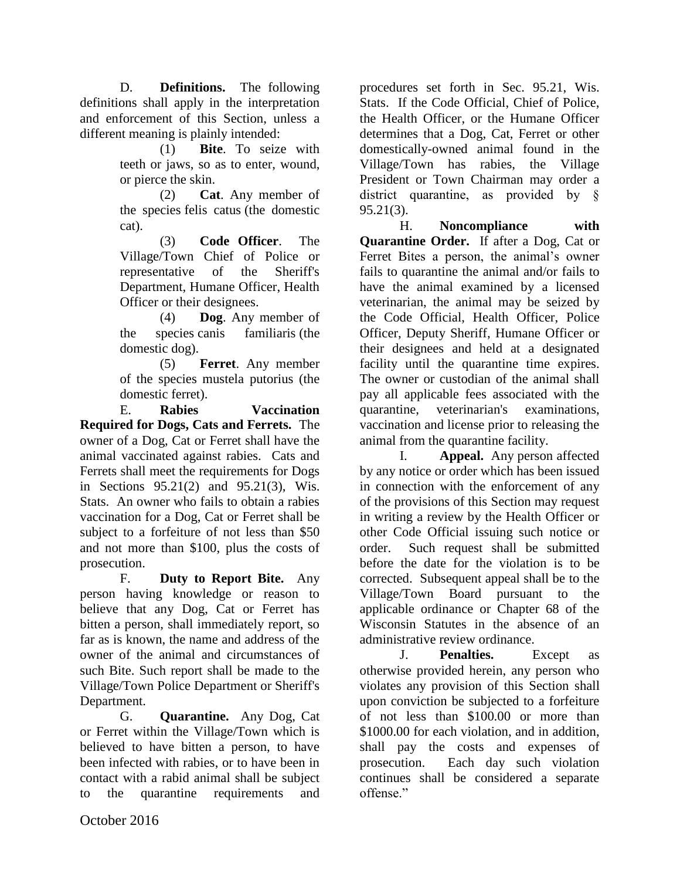D. **Definitions.** The following definitions shall apply in the interpretation and enforcement of this Section, unless a different meaning is plainly intended:

(1) **Bite**. To seize with teeth or jaws, so as to enter, wound, or pierce the skin.

(2) **Cat**. Any member of the species felis catus (the domestic cat).

(3) **Code Officer**. The Village/Town Chief of Police or representative of the Sheriff's Department, Humane Officer, Health Officer or their designees.

(4) **Dog**. Any member of the species canis familiaris (the domestic dog).

(5) **Ferret**. Any member of the species mustela putorius (the domestic ferret).

E. **Rabies Vaccination Required for Dogs, Cats and Ferrets.** The owner of a Dog, Cat or Ferret shall have the animal vaccinated against rabies. Cats and Ferrets shall meet the requirements for Dogs in Sections 95.21(2) and 95.21(3), Wis. Stats. An owner who fails to obtain a rabies vaccination for a Dog, Cat or Ferret shall be subject to a forfeiture of not less than \$50 and not more than \$100, plus the costs of prosecution.

F. **Duty to Report Bite.** Any person having knowledge or reason to believe that any Dog, Cat or Ferret has bitten a person, shall immediately report, so far as is known, the name and address of the owner of the animal and circumstances of such Bite. Such report shall be made to the Village/Town Police Department or Sheriff's Department.

G. **Quarantine.** Any Dog, Cat or Ferret within the Village/Town which is believed to have bitten a person, to have been infected with rabies, or to have been in contact with a rabid animal shall be subject to the quarantine requirements and procedures set forth in Sec. 95.21, Wis. Stats. If the Code Official, Chief of Police, the Health Officer, or the Humane Officer determines that a Dog, Cat, Ferret or other domestically-owned animal found in the Village/Town has rabies, the Village President or Town Chairman may order a district quarantine, as provided by § 95.21(3).

H. **Noncompliance with Quarantine Order.** If after a Dog, Cat or Ferret Bites a person, the animal's owner fails to quarantine the animal and/or fails to have the animal examined by a licensed veterinarian, the animal may be seized by the Code Official, Health Officer, Police Officer, Deputy Sheriff, Humane Officer or their designees and held at a designated facility until the quarantine time expires. The owner or custodian of the animal shall pay all applicable fees associated with the quarantine, veterinarian's examinations, vaccination and license prior to releasing the animal from the quarantine facility.

I. **Appeal.** Any person affected by any notice or order which has been issued in connection with the enforcement of any of the provisions of this Section may request in writing a review by the Health Officer or other Code Official issuing such notice or order. Such request shall be submitted before the date for the violation is to be corrected. Subsequent appeal shall be to the Village/Town Board pursuant to the applicable ordinance or Chapter 68 of the Wisconsin Statutes in the absence of an administrative review ordinance.

J. **Penalties.** Except as otherwise provided herein, any person who violates any provision of this Section shall upon conviction be subjected to a forfeiture of not less than \$100.00 or more than \$1000.00 for each violation, and in addition, shall pay the costs and expenses of prosecution. Each day such violation continues shall be considered a separate offense."

October 2016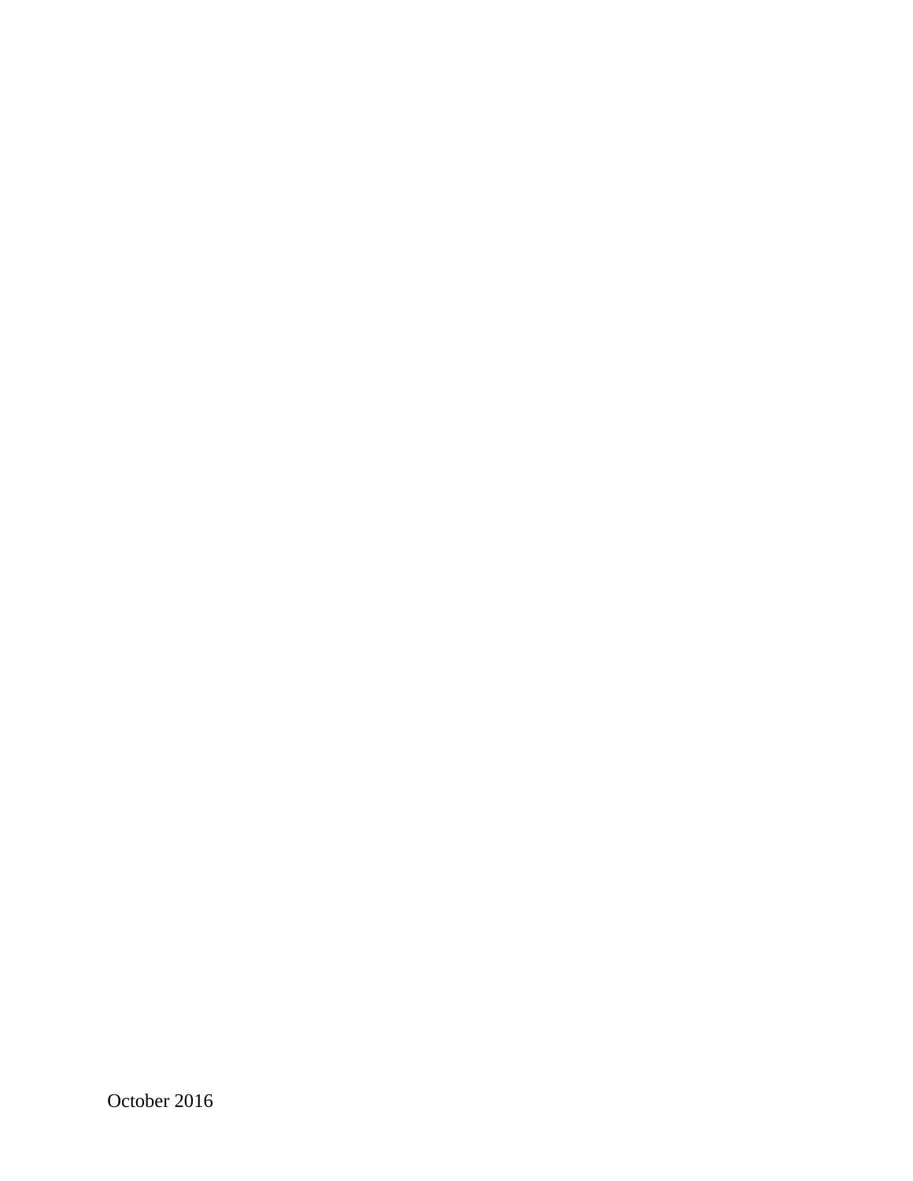October 2016